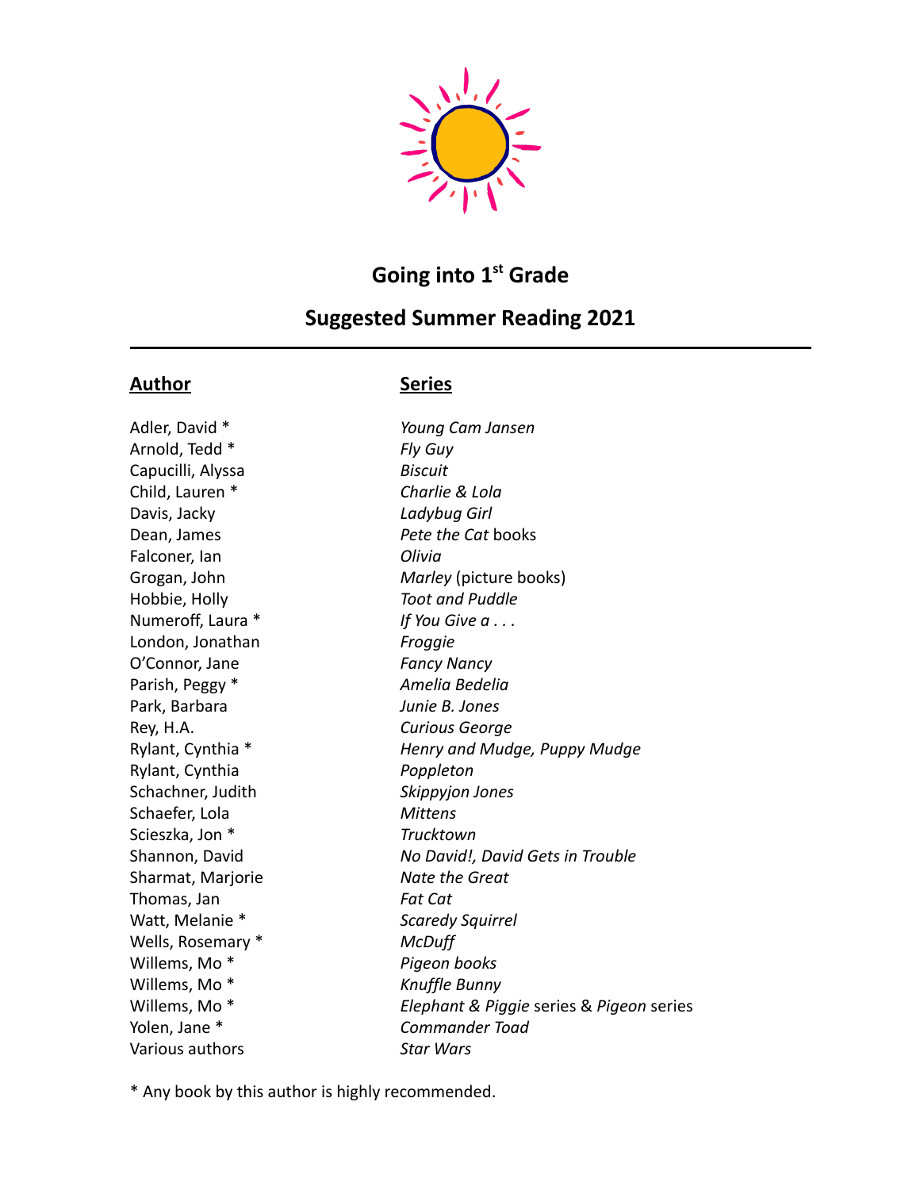# Going into 1st Grade

## Suggested Summer Reading 2021

---

| **Author** | **Series** |
| --- | --- |
| Adler, David * | *Young Cam Jansen* |
| Arnold, Tedd * | *Fly Guy* |
| Capucilli, Alyssa | *Biscuit* |
| Child, Lauren * | *Charlie & Lola* |
| Davis, Jacky | *Ladybug Girl* |
| Dean, James | *Pete the Cat* books |
| Falconer, Ian | *Olivia* |
| Grogan, John | *Marley* (picture books) |
| Hobbie, Holly | *Toot and Puddle* |
| Numeroff, Laura * | *If You Give a . . .* |
| London, Jonathan | *Froggie* |
| O'Connor, Jane | *Fancy Nancy* |
| Parish, Peggy * | *Amelia Bedelia* |
| Park, Barbara | *Junie B. Jones* |
| Rey, H.A. | *Curious George* |
| Rylant, Cynthia * | *Henry and Mudge, Puppy Mudge* |
| Rylant, Cynthia | *Poppleton* |
| Schachner, Judith | *Skippyjon Jones* |
| Schaefer, Lola | *Mittens* |
| Scieszka, Jon * | *Trucktown* |
| Shannon, David | *No David!, David Gets in Trouble* |
| Sharmat, Marjorie | *Nate the Great* |
| Thomas, Jan | *Fat Cat* |
| Watt, Melanie * | *Scaredy Squirrel* |
| Wells, Rosemary * | *McDuff* |
| Willems, Mo * | *Pigeon books* |
| Willems, Mo * | *Knuffle Bunny* |
| Willems, Mo * | *Elephant & Piggie* series & *Pigeon* series |
| Yolen, Jane * | *Commander Toad* |
| Various authors | *Star Wars* |

* Any book by this author is highly recommended.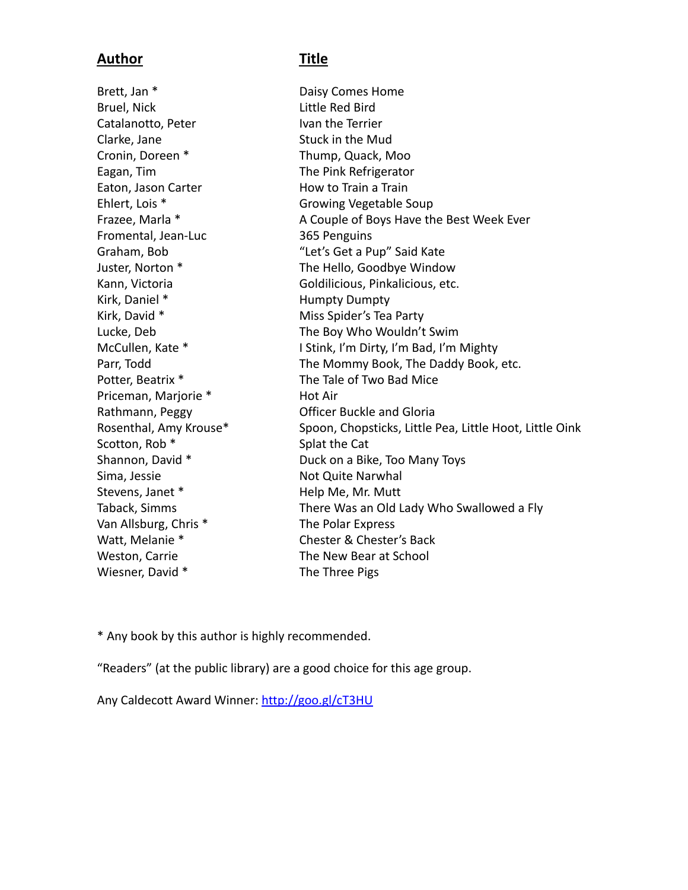| Author | Title |
| --- | --- |
| Brett, Jan * | Daisy Comes Home |
| Bruel, Nick | Little Red Bird |
| Catalanotto, Peter | Ivan the Terrier |
| Clarke, Jane | Stuck in the Mud |
| Cronin, Doreen * | Thump, Quack, Moo |
| Eagan, Tim | The Pink Refrigerator |
| Eaton, Jason Carter | How to Train a Train |
| Ehlert, Lois * | Growing Vegetable Soup |
| Frazee, Marla * | A Couple of Boys Have the Best Week Ever |
| Fromental, Jean-Luc | 365 Penguins |
| Graham, Bob | "Let's Get a Pup" Said Kate |
| Juster, Norton * | The Hello, Goodbye Window |
| Kann, Victoria | Goldilicious, Pinkalicious, etc. |
| Kirk, Daniel * | Humpty Dumpty |
| Kirk, David * | Miss Spider's Tea Party |
| Lucke, Deb | The Boy Who Wouldn't Swim |
| McCullen, Kate * | I Stink, I'm Dirty, I'm Bad, I'm Mighty |
| Parr, Todd | The Mommy Book, The Daddy Book, etc. |
| Potter, Beatrix * | The Tale of Two Bad Mice |
| Priceman, Marjorie * | Hot Air |
| Rathmann, Peggy | Officer Buckle and Gloria |
| Rosenthal, Amy Krouse* | Spoon, Chopsticks, Little Pea, Little Hoot, Little Oink |
| Scotton, Rob * | Splat the Cat |
| Shannon, David * | Duck on a Bike, Too Many Toys |
| Sima, Jessie | Not Quite Narwhal |
| Stevens, Janet * | Help Me, Mr. Mutt |
| Taback, Simms | There Was an Old Lady Who Swallowed a Fly |
| Van Allsburg, Chris * | The Polar Express |
| Watt, Melanie * | Chester & Chester's Back |
| Weston, Carrie | The New Bear at School |
| Wiesner, David * | The Three Pigs |

* Any book by this author is highly recommended.

"Readers" (at the public library) are a good choice for this age group.

Any Caldecott Award Winner: [http://goo.gl/cT3HU](http://goo.gl/cT3HU)